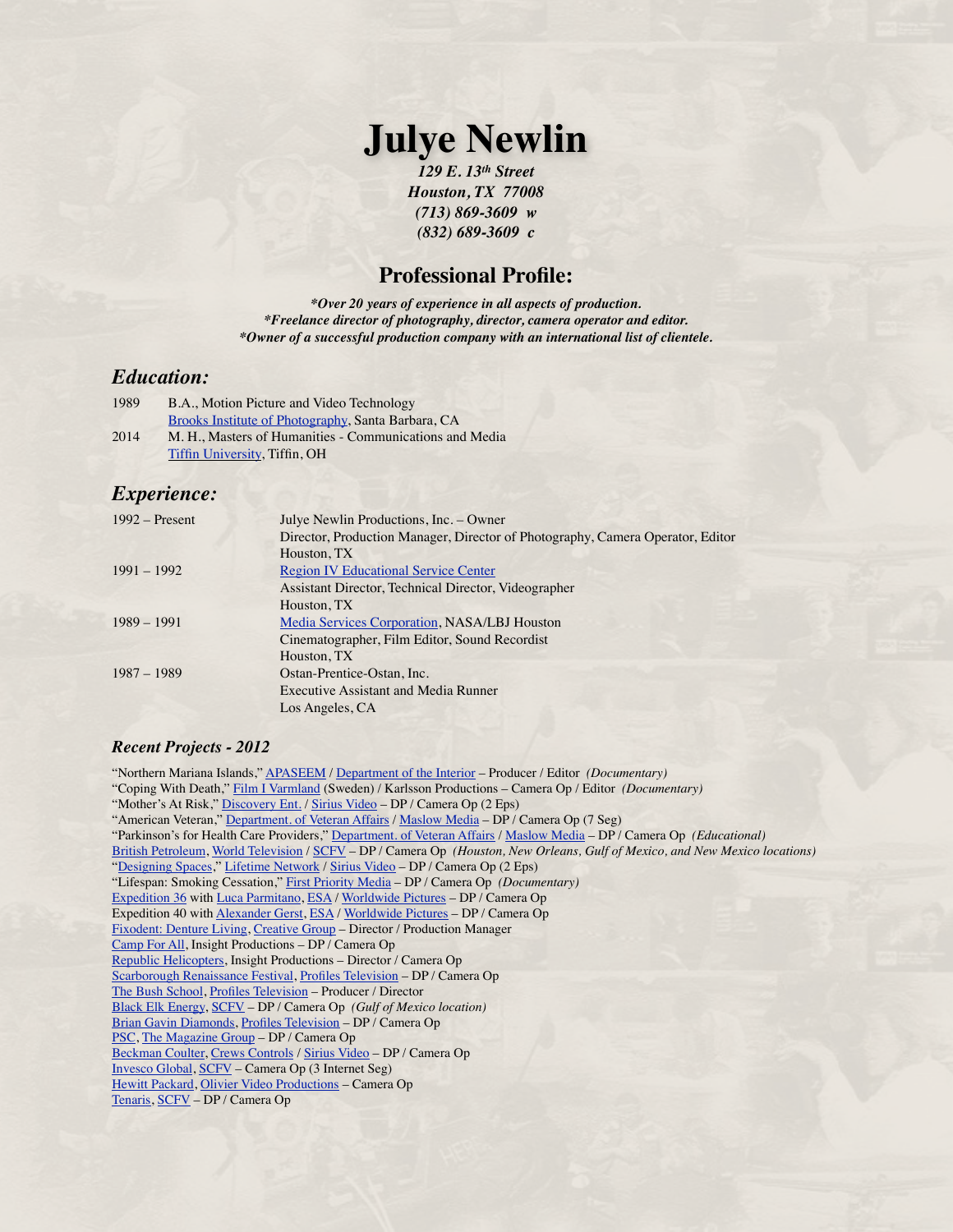# Julye Newlin

*129 E. 13th Street*
*Houston, TX 77008*
*(713) 869-3609 w*
*(832) 689-3609 c*

## Professional Profile:

*\*Over 20 years of experience in all aspects of production.*
*\*Freelance director of photography, director, camera operator and editor.*
*\*Owner of a successful production company with an international list of clientele.*

### *Education:*

1989 B.A., Motion Picture and Video Technology
Brooks Institute of Photography, Santa Barbara, CA

2014 M. H., Masters of Humanities - Communications and Media
Tiffin University, Tiffin, OH

### *Experience:*

| | |
|---|---|
| 1992 – Present | Julye Newlin Productions, Inc. – Owner<br>Director, Production Manager, Director of Photography, Camera Operator, Editor<br>Houston, TX |
| 1991 – 1992 | Region IV Educational Service Center<br>Assistant Director, Technical Director, Videographer<br>Houston, TX |
| 1989 – 1991 | Media Services Corporation, NASA/LBJ Houston<br>Cinematographer, Film Editor, Sound Recordist<br>Houston, TX |
| 1987 – 1989 | Ostan-Prentice-Ostan, Inc.<br>Executive Assistant and Media Runner<br>Los Angeles, CA |

#### *Recent Projects - 2012*

"Northern Mariana Islands," APASEEM / Department of the Interior – Producer / Editor *(Documentary)*
"Coping With Death," Film I Varmland (Sweden) / Karlsson Productions – Camera Op / Editor *(Documentary)*
"Mother's At Risk," Discovery Ent. / Sirius Video – DP / Camera Op (2 Eps)
"American Veteran," Department. of Veteran Affairs / Maslow Media – DP / Camera Op (7 Seg)
"Parkinson's for Health Care Providers," Department. of Veteran Affairs / Maslow Media – DP / Camera Op *(Educational)*
British Petroleum, World Television / SCFV – DP / Camera Op *(Houston, New Orleans, Gulf of Mexico, and New Mexico locations)*
"Designing Spaces," Lifetime Network / Sirius Video – DP / Camera Op (2 Eps)
"Lifespan: Smoking Cessation," First Priority Media – DP / Camera Op *(Documentary)*
Expedition 36 with Luca Parmitano, ESA / Worldwide Pictures – DP / Camera Op
Expedition 40 with Alexander Gerst, ESA / Worldwide Pictures – DP / Camera Op
Fixodent: Denture Living, Creative Group – Director / Production Manager
Camp For All, Insight Productions – DP / Camera Op
Republic Helicopters, Insight Productions – Director / Camera Op
Scarborough Renaissance Festival, Profiles Television – DP / Camera Op
The Bush School, Profiles Television – Producer / Director
Black Elk Energy, SCFV – DP / Camera Op *(Gulf of Mexico location)*
Brian Gavin Diamonds, Profiles Television – DP / Camera Op
PSC, The Magazine Group – DP / Camera Op
Beckman Coulter, Crews Controls / Sirius Video – DP / Camera Op
Invesco Global, SCFV – Camera Op (3 Internet Seg)
Hewitt Packard, Olivier Video Productions – Camera Op
Tenaris, SCFV – DP / Camera Op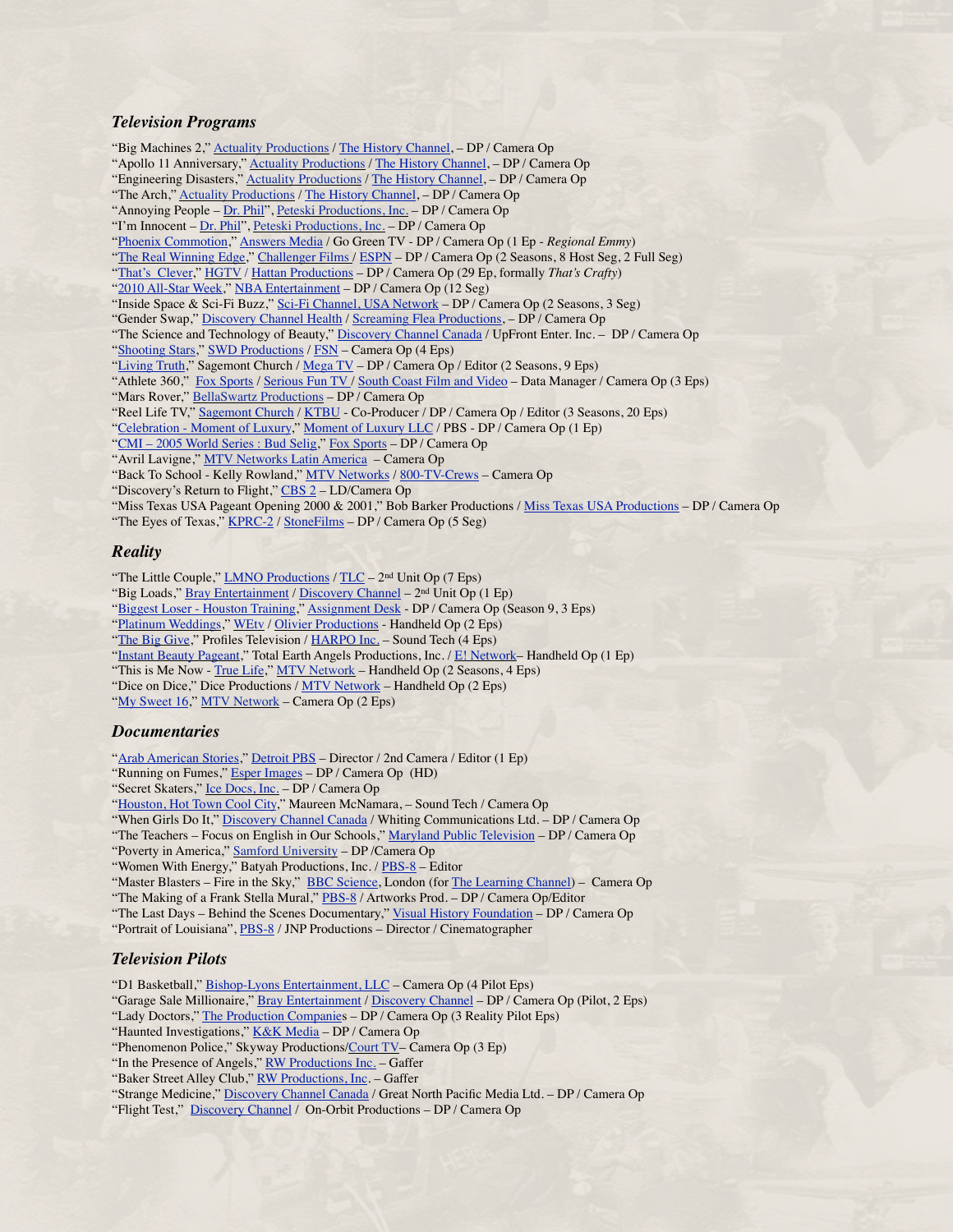### *Television Programs*

"Big Machines 2," Actuality Productions / The History Channel, – DP / Camera Op
"Apollo 11 Anniversary," Actuality Productions / The History Channel, – DP / Camera Op
"Engineering Disasters," Actuality Productions / The History Channel, – DP / Camera Op
"The Arch," Actuality Productions / The History Channel, – DP / Camera Op
"Annoying People – Dr. Phil", Peteski Productions, Inc. – DP / Camera Op
"I'm Innocent – Dr. Phil", Peteski Productions, Inc. – DP / Camera Op
"Phoenix Commotion," Answers Media / Go Green TV - DP / Camera Op (1 Ep - *Regional Emmy*)
"The Real Winning Edge," Challenger Films / ESPN – DP / Camera Op (2 Seasons, 8 Host Seg, 2 Full Seg)
"That's Clever," HGTV / Hattan Productions – DP / Camera Op (29 Ep, formally *That's Crafty*)
"2010 All-Star Week," NBA Entertainment – DP / Camera Op (12 Seg)
"Inside Space & Sci-Fi Buzz," Sci-Fi Channel, USA Network – DP / Camera Op (2 Seasons, 3 Seg)
"Gender Swap," Discovery Channel Health / Screaming Flea Productions, – DP / Camera Op
"The Science and Technology of Beauty," Discovery Channel Canada / UpFront Enter. Inc. – DP / Camera Op
"Shooting Stars," SWD Productions / FSN – Camera Op (4 Eps)
"Living Truth," Sagemont Church / Mega TV – DP / Camera Op / Editor (2 Seasons, 9 Eps)
"Athlete 360," Fox Sports / Serious Fun TV / South Coast Film and Video – Data Manager / Camera Op (3 Eps)
"Mars Rover," BellaSwartz Productions – DP / Camera Op
"Reel Life TV," Sagemont Church / KTBU - Co-Producer / DP / Camera Op / Editor (3 Seasons, 20 Eps)
"Celebration - Moment of Luxury," Moment of Luxury LLC / PBS - DP / Camera Op (1 Ep)
"CMI – 2005 World Series : Bud Selig," Fox Sports – DP / Camera Op
"Avril Lavigne," MTV Networks Latin America – Camera Op
"Back To School - Kelly Rowland," MTV Networks / 800-TV-Crews – Camera Op
"Discovery's Return to Flight," CBS 2 – LD/Camera Op
"Miss Texas USA Pageant Opening 2000 & 2001," Bob Barker Productions / Miss Texas USA Productions – DP / Camera Op
"The Eyes of Texas," KPRC-2 / StoneFilms – DP / Camera Op (5 Seg)

### *Reality*

"The Little Couple," LMNO Productions / TLC – 2nd Unit Op (7 Eps)
"Big Loads," Bray Entertainment / Discovery Channel – 2nd Unit Op (1 Ep)
"Biggest Loser - Houston Training," Assignment Desk - DP / Camera Op (Season 9, 3 Eps)
"Platinum Weddings," WEtv / Olivier Productions - Handheld Op (2 Eps)
"The Big Give," Profiles Television / HARPO Inc. – Sound Tech (4 Eps)
"Instant Beauty Pageant," Total Earth Angels Productions, Inc. / E! Network– Handheld Op (1 Ep)
"This is Me Now - True Life," MTV Network – Handheld Op (2 Seasons, 4 Eps)
"Dice on Dice," Dice Productions / MTV Network – Handheld Op (2 Eps)
"My Sweet 16," MTV Network – Camera Op (2 Eps)

### *Documentaries*

"Arab American Stories," Detroit PBS – Director / 2nd Camera / Editor (1 Ep)
"Running on Fumes," Esper Images – DP / Camera Op (HD)
"Secret Skaters," Ice Docs, Inc. – DP / Camera Op
"Houston, Hot Town Cool City," Maureen McNamara, – Sound Tech / Camera Op
"When Girls Do It," Discovery Channel Canada / Whiting Communications Ltd. – DP / Camera Op
"The Teachers – Focus on English in Our Schools," Maryland Public Television – DP / Camera Op
"Poverty in America," Samford University – DP /Camera Op
"Women With Energy," Batyah Productions, Inc. / PBS-8 – Editor
"Master Blasters – Fire in the Sky," BBC Science, London (for The Learning Channel) – Camera Op
"The Making of a Frank Stella Mural," PBS-8 / Artworks Prod. – DP / Camera Op/Editor
"The Last Days – Behind the Scenes Documentary," Visual History Foundation – DP / Camera Op
"Portrait of Louisiana", PBS-8 / JNP Productions – Director / Cinematographer

### *Television Pilots*

"D1 Basketball," Bishop-Lyons Entertainment, LLC – Camera Op (4 Pilot Eps)
"Garage Sale Millionaire," Bray Entertainment / Discovery Channel – DP / Camera Op (Pilot, 2 Eps)
"Lady Doctors," The Production Companies – DP / Camera Op (3 Reality Pilot Eps)
"Haunted Investigations," K&K Media – DP / Camera Op
"Phenomenon Police," Skyway Productions/Court TV– Camera Op (3 Ep)
"In the Presence of Angels," RW Productions Inc. – Gaffer
"Baker Street Alley Club," RW Productions, Inc. – Gaffer
"Strange Medicine," Discovery Channel Canada / Great North Pacific Media Ltd. – DP / Camera Op
"Flight Test," Discovery Channel / On-Orbit Productions – DP / Camera Op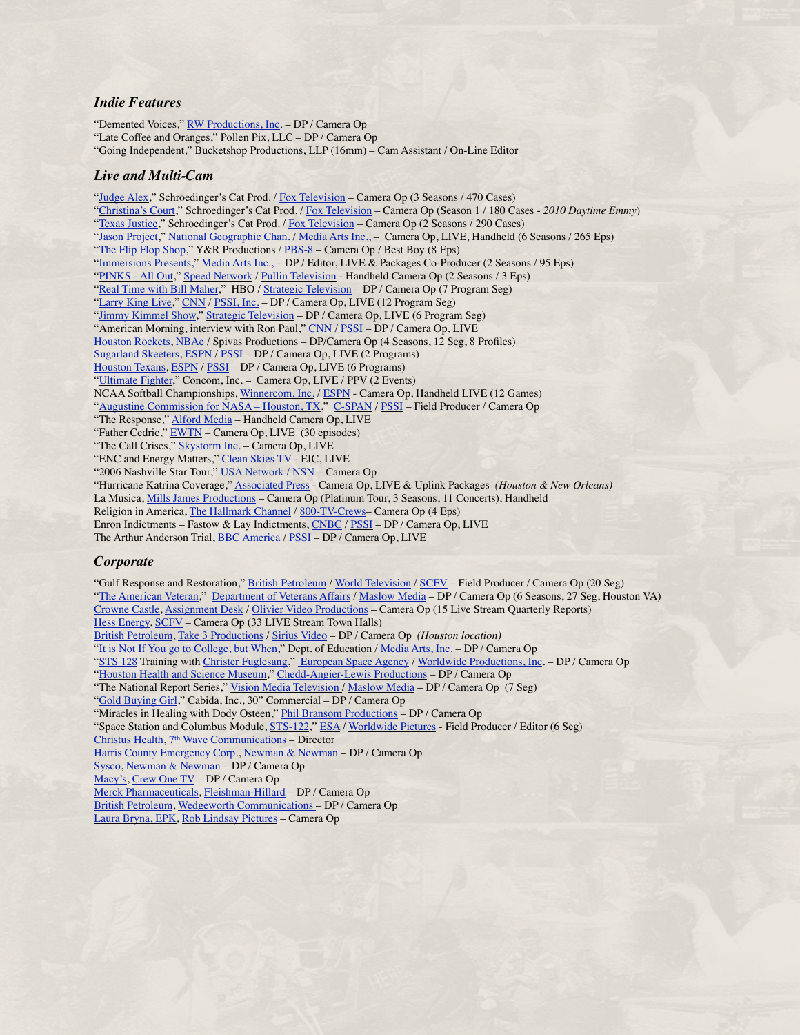### *Indie Features*

"Demented Voices," RW Productions, Inc. – DP / Camera Op
"Late Coffee and Oranges," Pollen Pix, LLC – DP / Camera Op
"Going Independent," Bucketshop Productions, LLP (16mm) – Cam Assistant / On-Line Editor

### *Live and Multi-Cam*

"Judge Alex," Schroedinger's Cat Prod. / Fox Television – Camera Op (3 Seasons / 470 Cases)
"Christina's Court," Schroedinger's Cat Prod. / Fox Television – Camera Op (Season 1 / 180 Cases - *2010 Daytime Emmy*)
"Texas Justice," Schroedinger's Cat Prod. / Fox Television – Camera Op (2 Seasons / 290 Cases)
"Jason Project," National Geographic Chan. / Media Arts Inc., – Camera Op, LIVE, Handheld (6 Seasons / 265 Eps)
"The Flip Flop Shop," Y&R Productions / PBS-8 – Camera Op / Best Boy (8 Eps)
"Immersions Presents," Media Arts Inc., – DP / Editor, LIVE & Packages Co-Producer (2 Seasons / 95 Eps)
"PINKS - All Out," Speed Network / Pullin Television - Handheld Camera Op (2 Seasons / 3 Eps)
"Real Time with Bill Maher," HBO / Strategic Television – DP / Camera Op (7 Program Seg)
"Larry King Live," CNN / PSSI, Inc. – DP / Camera Op, LIVE (12 Program Seg)
"Jimmy Kimmel Show," Strategic Television – DP / Camera Op, LIVE (6 Program Seg)
"American Morning, interview with Ron Paul," CNN / PSSI – DP / Camera Op, LIVE
Houston Rockets, NBAe / Spivas Productions – DP/Camera Op (4 Seasons, 12 Seg, 8 Profiles)
Sugarland Skeeters, ESPN / PSSI – DP / Camera Op, LIVE (2 Programs)
Houston Texans, ESPN / PSSI – DP / Camera Op, LIVE (6 Programs)
"Ultimate Fighter," Concom, Inc. – Camera Op, LIVE / PPV (2 Events)
NCAA Softball Championships, Winnercom, Inc. / ESPN - Camera Op, Handheld LIVE (12 Games)
"Augustine Commission for NASA – Houston, TX," C-SPAN / PSSI – Field Producer / Camera Op
"The Response," Alford Media – Handheld Camera Op, LIVE
"Father Cedric," EWTN – Camera Op, LIVE (30 episodes)
"The Call Crises," Skystorm Inc. – Camera Op, LIVE
"ENC and Energy Matters," Clean Skies TV - EIC, LIVE
"2006 Nashville Star Tour," USA Network / NSN – Camera Op
"Hurricane Katrina Coverage," Associated Press - Camera Op, LIVE & Uplink Packages *(Houston & New Orleans)*
La Musica, Mills James Productions – Camera Op (Platinum Tour, 3 Seasons, 11 Concerts), Handheld
Religion in America, The Hallmark Channel / 800-TV-Crews– Camera Op (4 Eps)
Enron Indictments – Fastow & Lay Indictments, CNBC / PSSI – DP / Camera Op, LIVE
The Arthur Anderson Trial, BBC America / PSSI – DP / Camera Op, LIVE

### *Corporate*

"Gulf Response and Restoration," British Petroleum / World Television / SCFV – Field Producer / Camera Op (20 Seg)
"The American Veteran," Department of Veterans Affairs / Maslow Media – DP / Camera Op (6 Seasons, 27 Seg, Houston VA)
Crowne Castle, Assignment Desk / Olivier Video Productions – Camera Op (15 Live Stream Quarterly Reports)
Hess Energy, SCFV – Camera Op (33 LIVE Stream Town Halls)
British Petroleum, Take 3 Productions / Sirius Video – DP / Camera Op *(Houston location)*
"It is Not If You go to College, but When," Dept. of Education / Media Arts, Inc. – DP / Camera Op
"STS 128 Training with Christer Fuglesang," European Space Agency / Worldwide Productions, Inc. – DP / Camera Op
"Houston Health and Science Museum," Chedd-Angier-Lewis Productions – DP / Camera Op
"The National Report Series," Vision Media Television / Maslow Media – DP / Camera Op (7 Seg)
"Gold Buying Girl," Cabida, Inc., 30" Commercial – DP / Camera Op
"Miracles in Healing with Dody Osteen," Phil Bransom Productions – DP / Camera Op
"Space Station and Columbus Module, STS-122," ESA / Worldwide Pictures - Field Producer / Editor (6 Seg)
Christus Health, 7th Wave Communications – Director
Harris County Emergency Corp., Newman & Newman – DP / Camera Op
Sysco, Newman & Newman – DP / Camera Op
Macy's, Crew One TV – DP / Camera Op
Merck Pharmaceuticals, Fleishman-Hillard – DP / Camera Op
British Petroleum, Wedgeworth Communications – DP / Camera Op
Laura Bryna, EPK, Rob Lindsay Pictures – Camera Op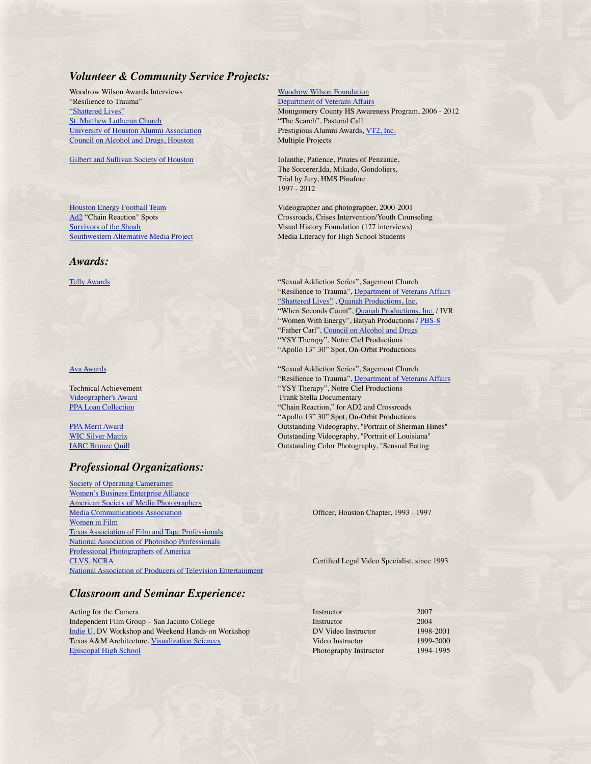## *Volunteer & Community Service Projects:*

| | |
|---|---|
| Woodrow Wilson Awards Interviews | Woodrow Wilson Foundation |
| "Resilience to Trauma" | Department of Veterans Affairs |
| "Shattered Lives" | Montgomery County HS Awareness Program, 2006 - 2012 |
| St. Matthew Lutheran Church | "The Search", Pastoral Call |
| University of Houston Alumni Association | Prestigious Alumni Awards, VT2, Inc. |
| Council on Alcohol and Drugs, Houston | Multiple Projects |
| Gilbert and Sullivan Society of Houston | Iolanthe, Patience, Pirates of Penzance, The Sorcerer,Ida, Mikado, Gondoliers, Trial by Jury, HMS Pinafore 1997 - 2012 |
| Houston Energy Football Team | Videographer and photographer, 2000-2001 |
| Ad2 "Chain Reaction" Spots | Crossroads, Crises Intervention/Youth Counseling |
| Survivors of the Shoah | Visual History Foundation (127 interviews) |
| Southwestern Alternative Media Project | Media Literacy for High School Students |

## *Awards:*

Telly Awards

- "Sexual Addiction Series", Sagemont Church
- "Resilience to Trauma", Department of Veterans Affairs
- "Shattered Lives" , Quanah Productions, Inc.
- "When Seconds Count", Quanah Productions, Inc. / IVR
- "Women With Energy", Batyah Productions / PBS-8
- "Father Carl", Council on Alcohol and Drugs
- "YSY Therapy", Notre Ciel Productions
- "Apollo 13" 30" Spot, On-Orbit Productions

Ava Awards

- "Sexual Addiction Series", Sagemont Church
- "Resilience to Trauma", Department of Veterans Affairs

| | |
|---|---|
| Technical Achievement | "YSY Therapy", Notre Ciel Productions |
| Videographer's Award | Frank Stella Documentary |
| PPA Loan Collection | "Chain Reaction," for AD2 and Crossroads |
| | "Apollo 13" 30" Spot, On-Orbit Productions |
| PPA Merit Award | Outstanding Videography, "Portrait of Sherman Hines" |
| WIC Silver Matrix | Outstanding Videography, "Portrait of Louisiana" |
| IABC Bronze Quill | Outstanding Color Photography, "Sensual Eating |

## *Professional Organizations:*

| | |
|---|---|
| Society of Operating Cameramen | |
| Women's Business Enterprise Alliance | |
| American Society of Media Photographers | |
| Media Communications Association | Officer, Houston Chapter, 1993 - 1997 |
| Women in Film | |
| Texas Association of Film and Tape Professionals | |
| National Association of Photoshop Professionals | |
| Professional Photographers of America | |
| CLVS, NCRA | Certified Legal Video Specialist, since 1993 |
| National Association of Producers of Television Entertainment | |

## *Classroom and Seminar Experience:*

| | | |
|---|---|---|
| Acting for the Camera | Instructor | 2007 |
| Independent Film Group – San Jacinto College | Instructor | 2004 |
| Indie U, DV Workshop and Weekend Hands-on Workshop | DV Video Instructor | 1998-2001 |
| Texas A&M Architecture, Visualization Sciences | Video Instructor | 1999-2000 |
| Episcopal High School | Photography Instructor | 1994-1995 |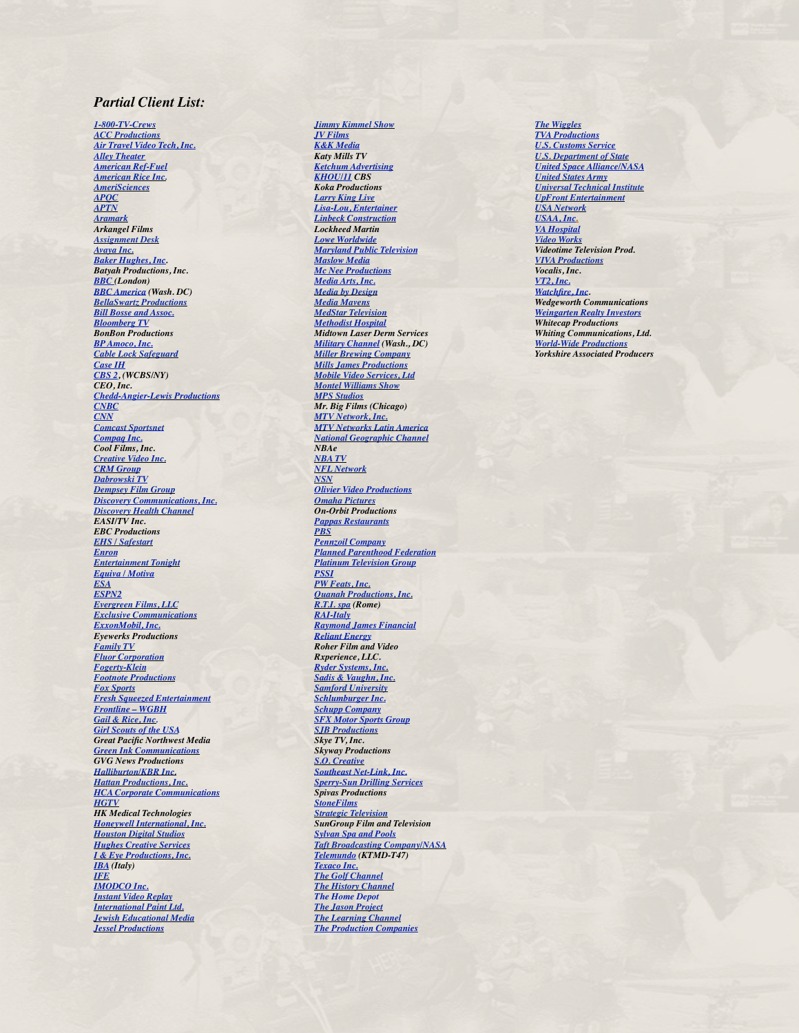## *Partial Client List:*

*1-800-TV-Crews*
*ACC Productions*
*Air Travel Video Tech, Inc.*
*Alley Theater*
*American Ref-Fuel*
*American Rice Inc.*
*AmeriSciences*
*APOC*
*APTN*
*Aramark*
*Arkangel Films*
*Assignment Desk*
*Avaya Inc.*
*Baker Hughes, Inc.*
*Batyah Productions, Inc.*
*BBC (London)*
*BBC America (Wash. DC)*
*BellaSwartz Productions*
*Bill Bosse and Assoc.*
*Bloomberg TV*
*BonBon Productions*
*BP Amoco, Inc.*
*Cable Lock Safeguard*
*Case IH*
*CBS 2, (WCBS/NY)*
*CEO, Inc.*
*Chedd-Angier-Lewis Productions*
*CNBC*
*CNN*
*Comcast Sportsnet*
*Compaq Inc.*
*Cool Films, Inc.*
*Creative Video Inc.*
*CRM Group*
*Dabrowski TV*
*Dempsey Film Group*
*Discovery Communications, Inc.*
*Discovery Health Channel*
*EASI/TV Inc.*
*EBC Productions*
*EHS / Safestart*
*Enron*
*Entertainment Tonight*
*Equiva / Motiva*
*ESA*
*ESPN2*
*Evergreen Films, LLC*
*Exclusive Communications*
*ExxonMobil, Inc.*
*Eyewerks Productions*
*Family TV*
*Fluor Corporation*
*Fogerty-Klein*
*Footnote Productions*
*Fox Sports*
*Fresh Squeezed Entertainment*
*Frontline – WGBH*
*Gail & Rice, Inc.*
*Girl Scouts of the USA*
*Great Pacific Northwest Media*
*Green Ink Communications*
*GVG News Productions*
*Halliburton/KBR Inc.*
*Hattan Productions, Inc.*
*HCA Corporate Communications*
*HGTV*
*HK Medical Technologies*
*Honeywell International, Inc.*
*Houston Digital Studios*
*Hughes Creative Services*
*I & Eye Productions, Inc.*
*IBA (Italy)*
*IFE*
*IMODCO Inc.*
*Instant Video Replay*
*International Paint Ltd.*
*Jewish Educational Media*
*Jessel Productions*
*Jimmy Kimmel Show*
*JV Films*
*K&K Media*
*Katy Mills TV*
*Ketchum Advertising*
*KHOU/11 CBS*
*Koka Productions*
*Larry King Live*
*Lisa-Lou, Entertainer*
*Linbeck Construction*
*Lockheed Martin*
*Lowe Worldwide*
*Maryland Public Television*
*Maslow Media*
*Mc Nee Productions*
*Media Arts, Inc.*
*Media by Design*
*Media Mavens*
*MedStar Television*
*Methodist Hospital*
*Midtown Laser Derm Services*
*Military Channel (Wash., DC)*
*Miller Brewing Company*
*Mills James Productions*
*Mobile Video Services, Ltd*
*Montel Williams Show*
*MPS Studios*
*Mr. Big Films (Chicago)*
*MTV Network, Inc.*
*MTV Networks Latin America*
*National Geographic Channel*
*NBAe*
*NBA TV*
*NFL Network*
*NSN*
*Olivier Video Productions*
*Omaha Pictures*
*On-Orbit Productions*
*Pappas Restaurants*
*PBS*
*Pennzoil Company*
*Planned Parenthood Federation*
*Platinum Television Group*
*PSSI*
*PW Feats, Inc.*
*Quanah Productions, Inc.*
*R.T.I. spa (Rome)*
*RAI-Italy*
*Raymond James Financial*
*Reliant Energy*
*Roher Film and Video*
*Rxperience, LLC.*
*Ryder Systems, Inc.*
*Sadis & Vaughn, Inc.*
*Samford University*
*Schlumburger Inc.*
*Schupp Company*
*SFX Motor Sports Group*
*SJB Productions*
*Skye TV, Inc.*
*Skyway Productions*
*S.O. Creative*
*Southeast Net-Link, Inc.*
*Sperry-Sun Drilling Services*
*Spivas Productions*
*StoneFilms*
*Strategic Television*
*SunGroup Film and Television*
*Sylvan Spa and Pools*
*Taft Broadcasting Company/NASA*
*Telemundo (KTMD-T47)*
*Texaco Inc.*
*The Golf Channel*
*The History Channel*
*The Home Depot*
*The Jason Project*
*The Learning Channel*
*The Production Companies*
*The Wiggles*
*TVA Productions*
*U.S. Customs Service*
*U.S. Department of State*
*United Space Alliance/NASA*
*United States Army*
*Universal Technical Institute*
*UpFront Entertainment*
*USA Network*
*USAA, Inc.*
*VA Hospital*
*Video Works*
*Videotime Television Prod.*
*VIVA Productions*
*Vocalis, Inc.*
*VT2, Inc.*
*Watchfire, Inc.*
*Wedgeworth Communications*
*Weingarten Realty Investors*
*Whitecap Productions*
*Whiting Communications, Ltd.*
*World-Wide Productions*
*Yorkshire Associated Producers*